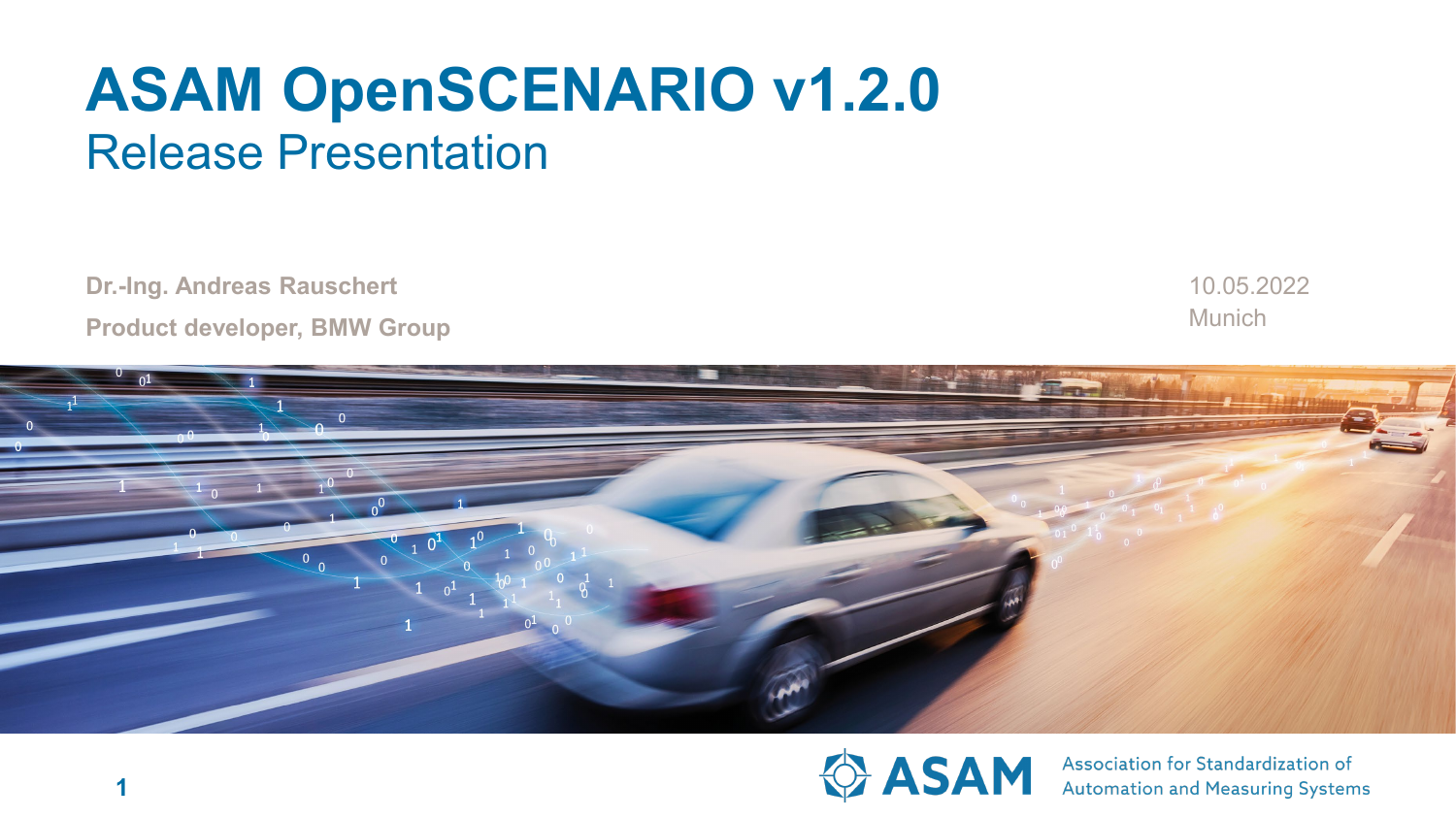# ASAM OpenSCENARIO v1.2.0

## Release Presentation

**Dr.-Ing. Andreas Rauschert**

**Product developer, BMW Group**

10.05.2022

Munich

ASAM Association for Standardization of Automation and Measuring Systems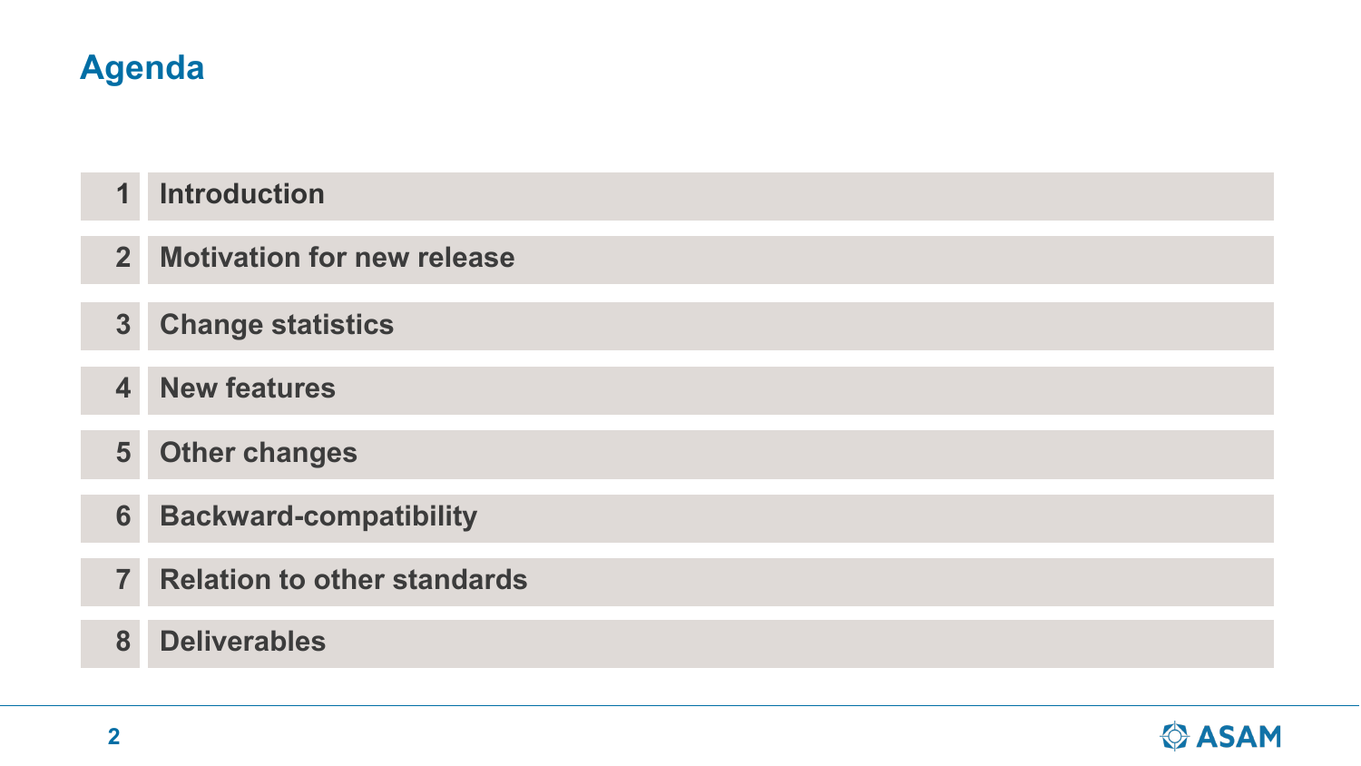# Agenda

1. Introduction
2. Motivation for new release
3. Change statistics
4. New features
5. Other changes
6. Backward-compatibility
7. Relation to other standards
8. Deliverables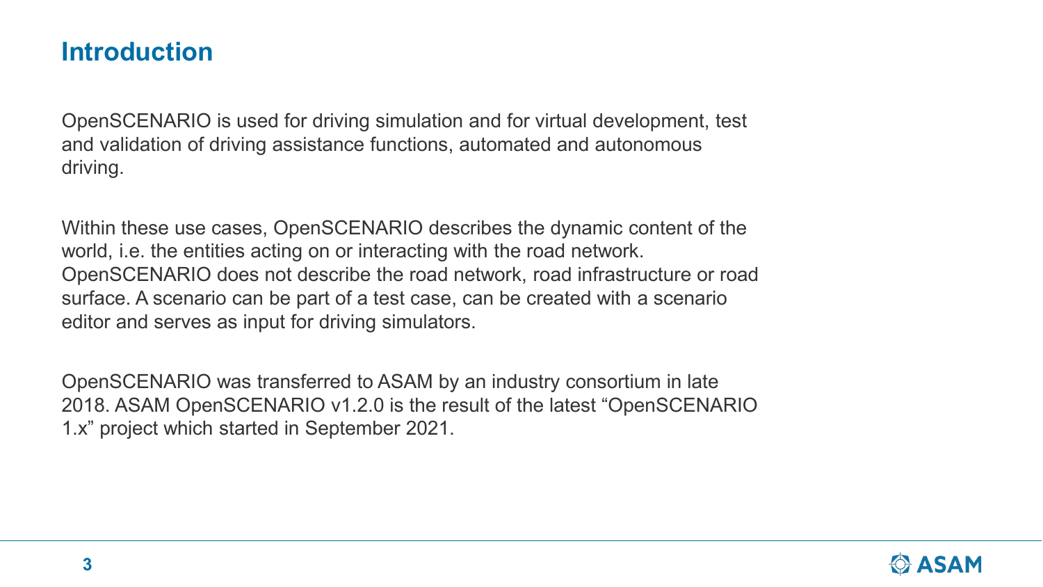## Introduction

OpenSCENARIO is used for driving simulation and for virtual development, test and validation of driving assistance functions, automated and autonomous driving.

Within these use cases, OpenSCENARIO describes the dynamic content of the world, i.e. the entities acting on or interacting with the road network. OpenSCENARIO does not describe the road network, road infrastructure or road surface. A scenario can be part of a test case, can be created with a scenario editor and serves as input for driving simulators.

OpenSCENARIO was transferred to ASAM by an industry consortium in late 2018. ASAM OpenSCENARIO v1.2.0 is the result of the latest “OpenSCENARIO 1.x” project which started in September 2021.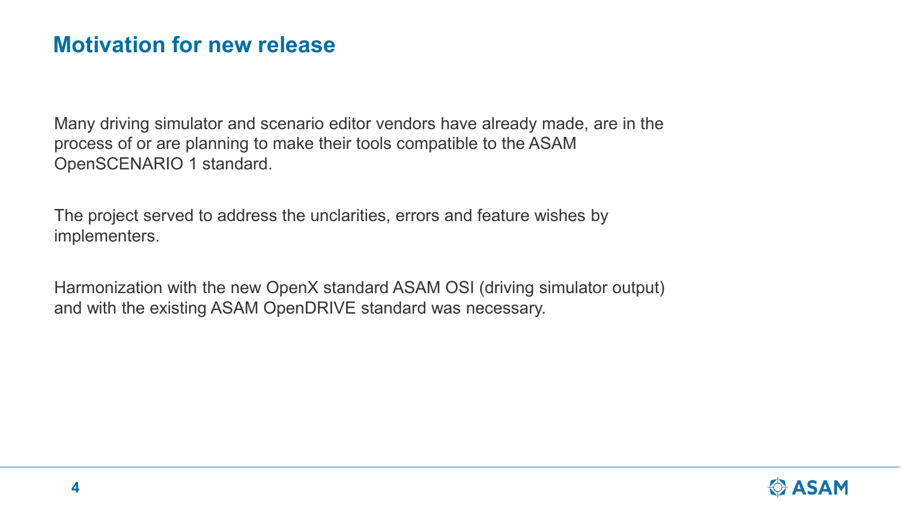# Motivation for new release

Many driving simulator and scenario editor vendors have already made, are in the process of or are planning to make their tools compatible to the ASAM OpenSCENARIO 1 standard.

The project served to address the unclarities, errors and feature wishes by implementers.

Harmonization with the new OpenX standard ASAM OSI (driving simulator output) and with the existing ASAM OpenDRIVE standard was necessary.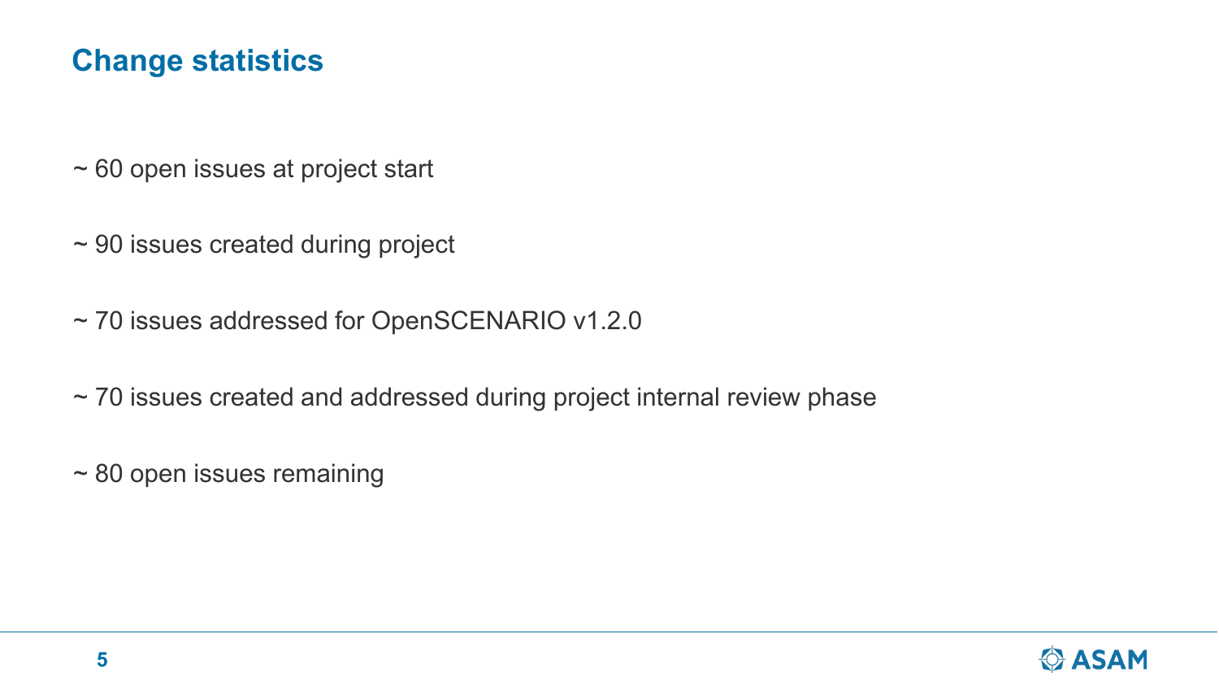## Change statistics

~ 60 open issues at project start

~ 90 issues created during project

~ 70 issues addressed for OpenSCENARIO v1.2.0

~ 70 issues created and addressed during project internal review phase

~ 80 open issues remaining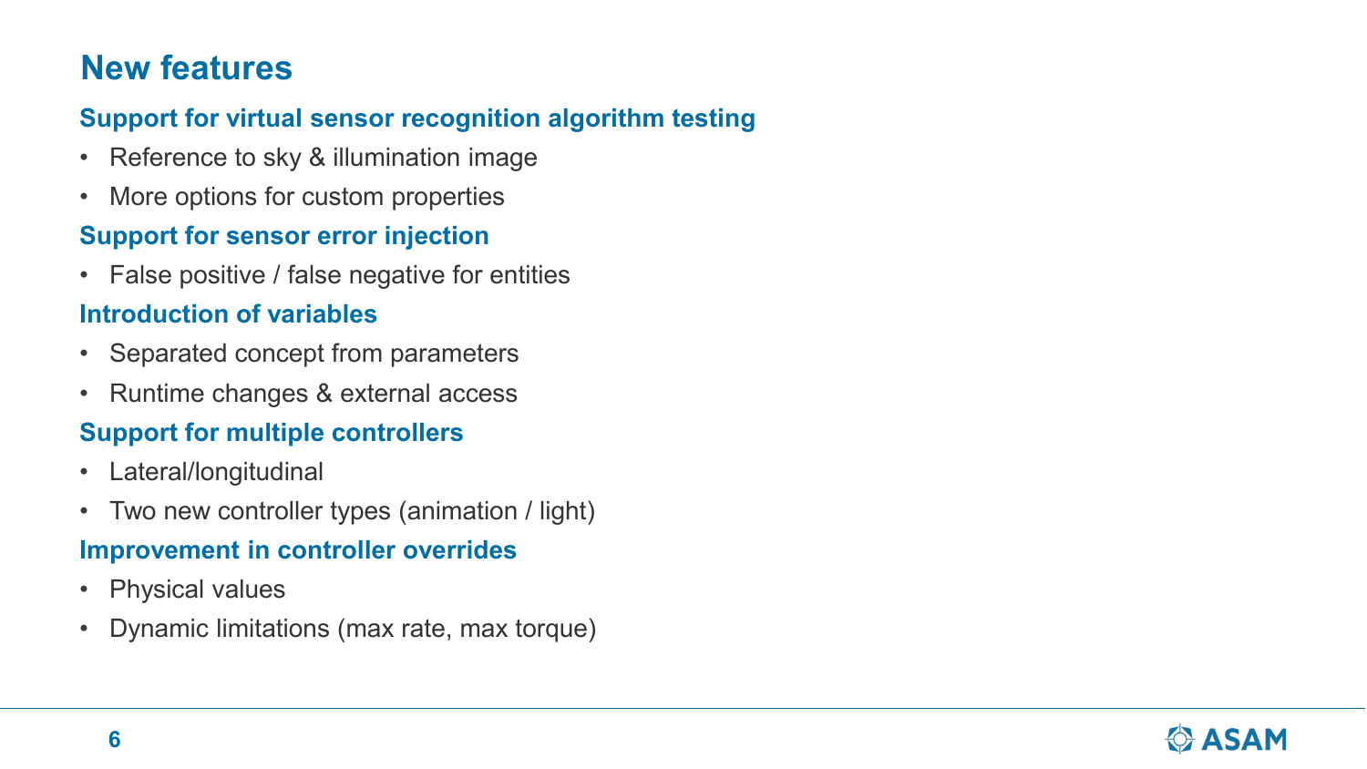# New features

### Support for virtual sensor recognition algorithm testing

- Reference to sky & illumination image
- More options for custom properties

### Support for sensor error injection

- False positive / false negative for entities

### Introduction of variables

- Separated concept from parameters
- Runtime changes & external access

### Support for multiple controllers

- Lateral/longitudinal
- Two new controller types (animation / light)

### Improvement in controller overrides

- Physical values
- Dynamic limitations (max rate, max torque)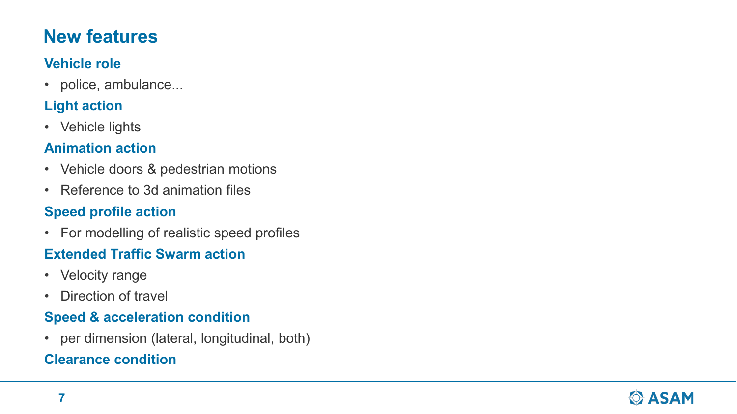# New features

### Vehicle role

- police, ambulance...

### Light action

- Vehicle lights

### Animation action

- Vehicle doors & pedestrian motions
- Reference to 3d animation files

### Speed profile action

- For modelling of realistic speed profiles

### Extended Traffic Swarm action

- Velocity range
- Direction of travel

### Speed & acceleration condition

- per dimension (lateral, longitudinal, both)

### Clearance condition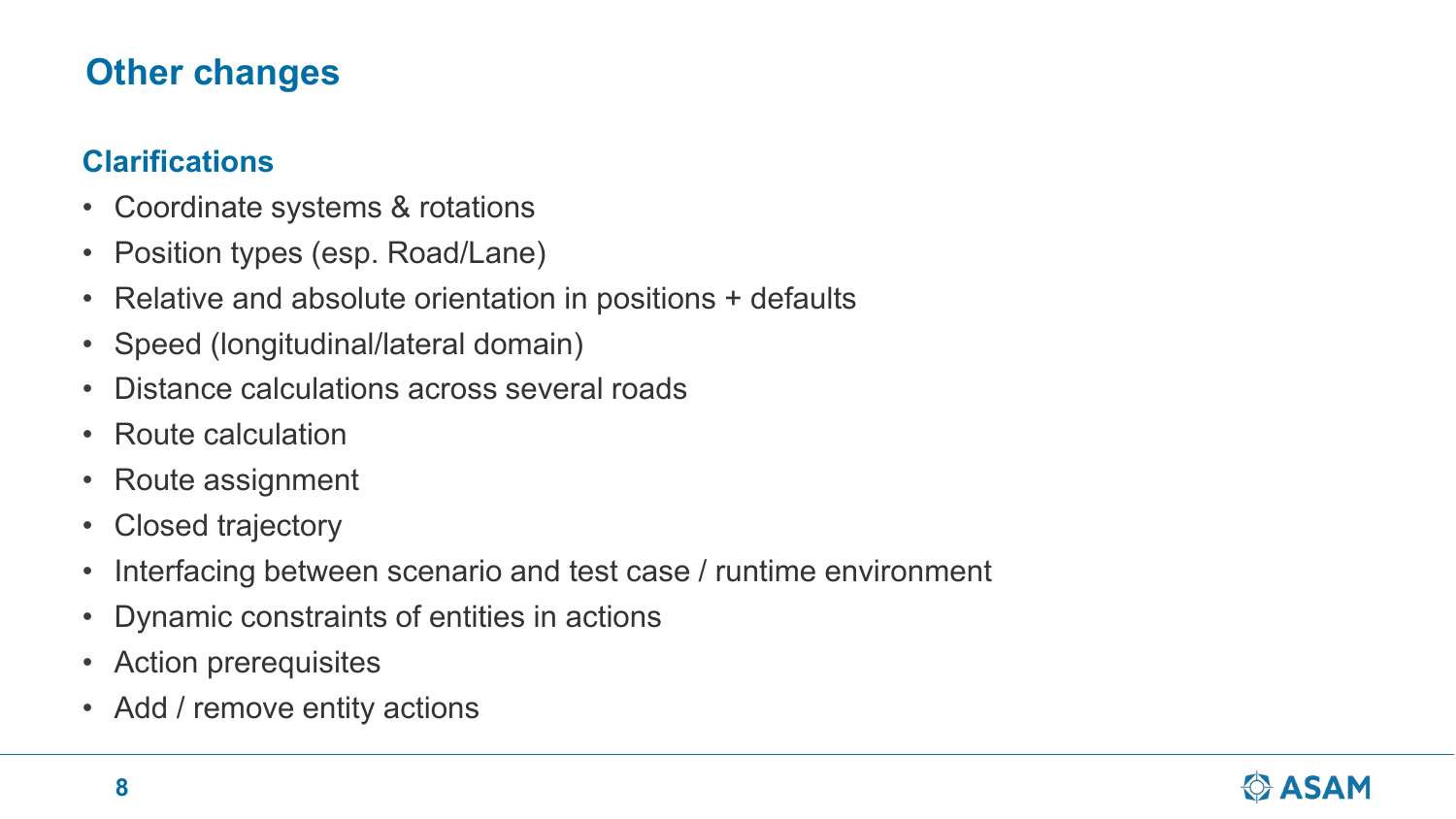## Other changes

### Clarifications

- Coordinate systems & rotations
- Position types (esp. Road/Lane)
- Relative and absolute orientation in positions + defaults
- Speed (longitudinal/lateral domain)
- Distance calculations across several roads
- Route calculation
- Route assignment
- Closed trajectory
- Interfacing between scenario and test case / runtime environment
- Dynamic constraints of entities in actions
- Action prerequisites
- Add / remove entity actions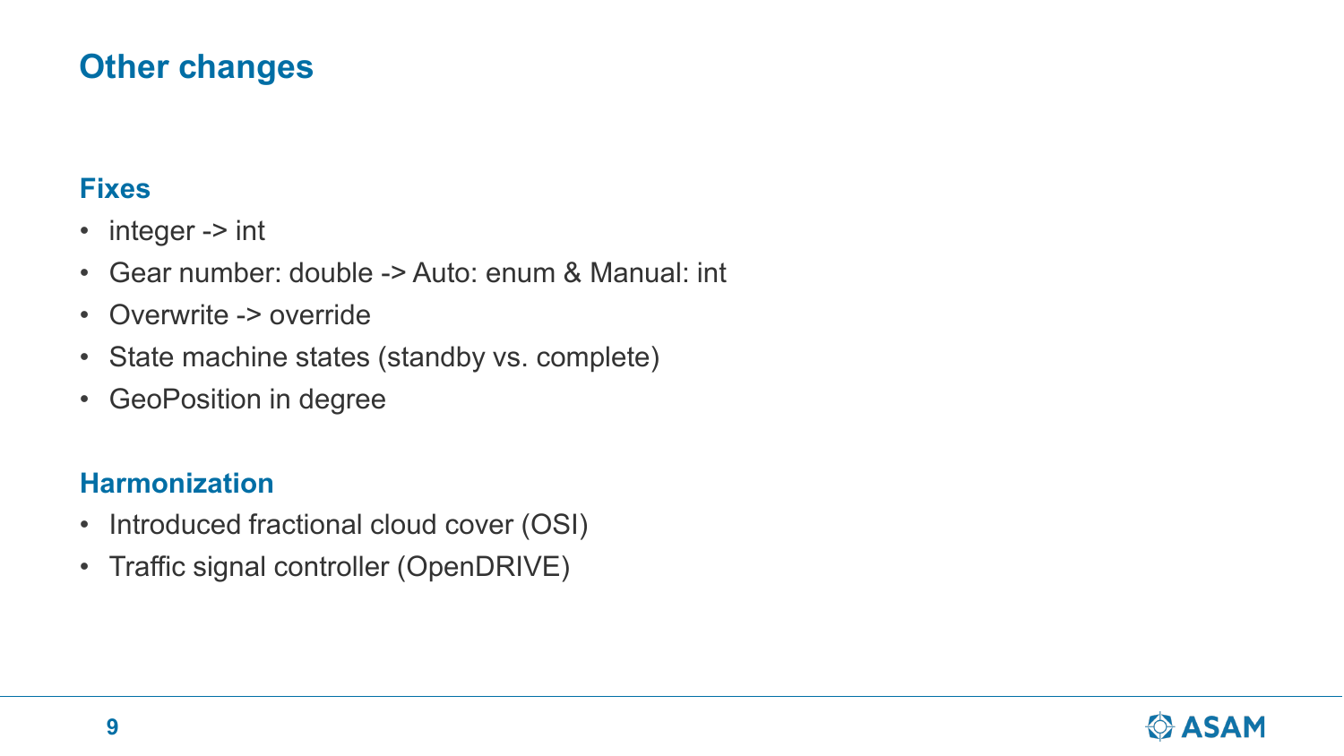# Other changes

## Fixes

- integer -> int
- Gear number: double -> Auto: enum & Manual: int
- Overwrite -> override
- State machine states (standby vs. complete)
- GeoPosition in degree

## Harmonization

- Introduced fractional cloud cover (OSI)
- Traffic signal controller (OpenDRIVE)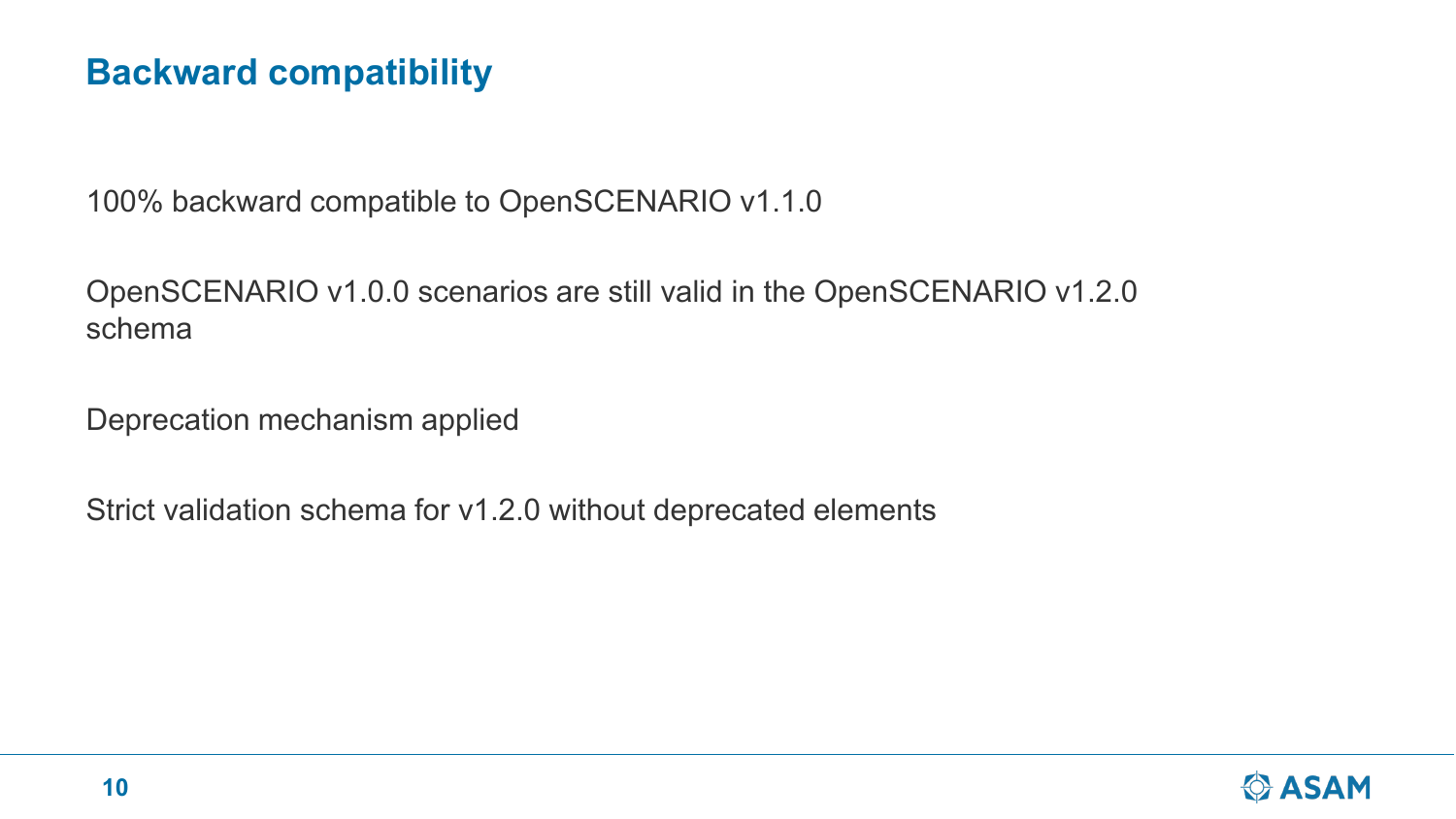## Backward compatibility

100% backward compatible to OpenSCENARIO v1.1.0

OpenSCENARIO v1.0.0 scenarios are still valid in the OpenSCENARIO v1.2.0 schema

Deprecation mechanism applied

Strict validation schema for v1.2.0 without deprecated elements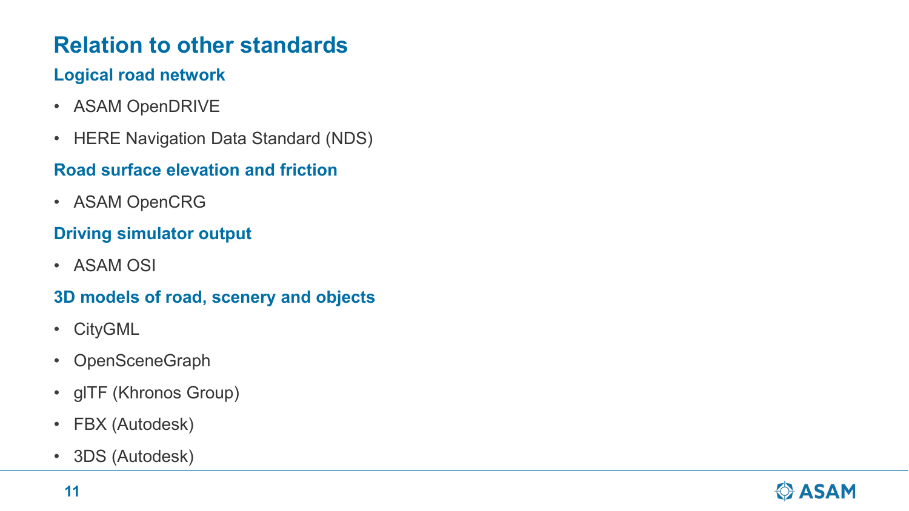# Relation to other standards

## Logical road network

- ASAM OpenDRIVE
- HERE Navigation Data Standard (NDS)

## Road surface elevation and friction

- ASAM OpenCRG

## Driving simulator output

- ASAM OSI

## 3D models of road, scenery and objects

- CityGML
- OpenSceneGraph
- glTF (Khronos Group)
- FBX (Autodesk)
- 3DS (Autodesk)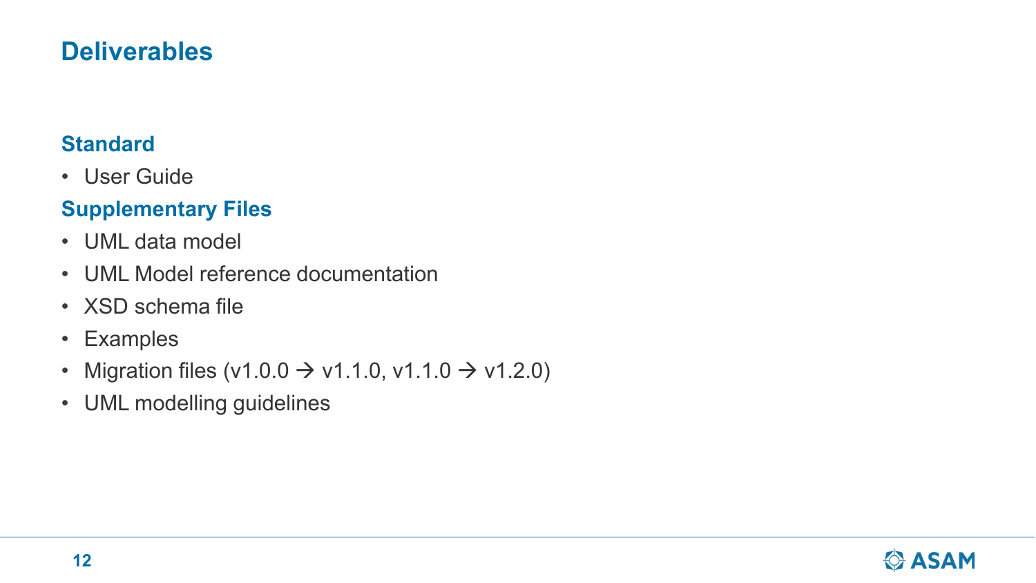# Deliverables

## Standard

- User Guide

## Supplementary Files

- UML data model
- UML Model reference documentation
- XSD schema file
- Examples
- Migration files (v1.0.0 → v1.1.0, v1.1.0 → v1.2.0)
- UML modelling guidelines